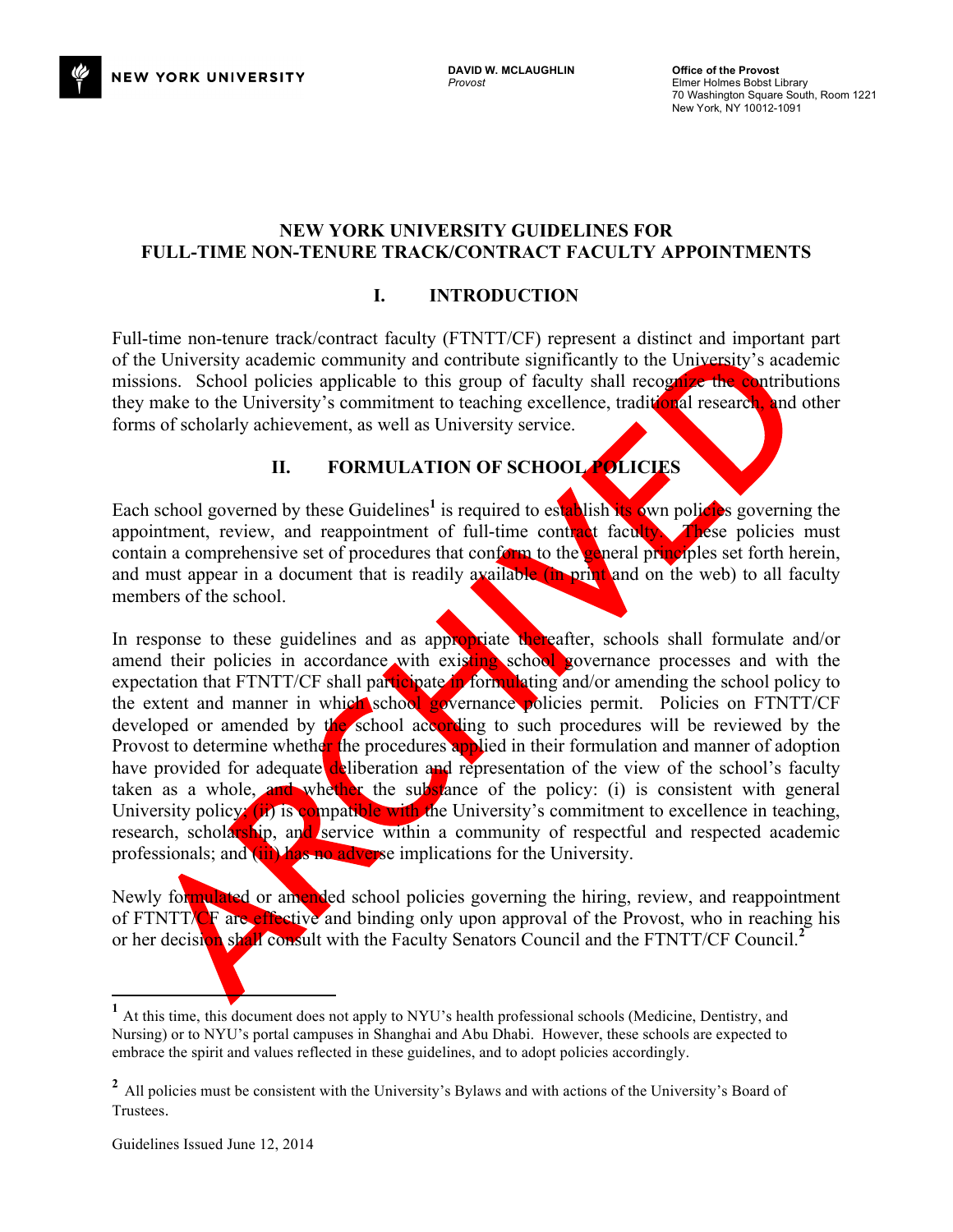NEW YORK UNIVERSITY

DAVID W. MCLAUGHLIN
*Provost*

Office of the Provost
Elmer Holmes Bobst Library
70 Washington Square South, Room 1221
New York, NY 10012-1091

# NEW YORK UNIVERSITY GUIDELINES FOR FULL-TIME NON-TENURE TRACK/CONTRACT FACULTY APPOINTMENTS

## I. INTRODUCTION

Full-time non-tenure track/contract faculty (FTNTT/CF) represent a distinct and important part of the University academic community and contribute significantly to the University's academic missions. School policies applicable to this group of faculty shall recognize the contributions they make to the University's commitment to teaching excellence, traditional research, and other forms of scholarly achievement, as well as University service.

## II. FORMULATION OF SCHOOL POLICIES

Each school governed by these Guidelines[1] is required to establish its own policies governing the appointment, review, and reappointment of full-time contract faculty. These policies must contain a comprehensive set of procedures that conform to the general principles set forth herein, and must appear in a document that is readily available (in print and on the web) to all faculty members of the school.

In response to these guidelines and as appropriate thereafter, schools shall formulate and/or amend their policies in accordance with existing school governance processes and with the expectation that FTNTT/CF shall participate in formulating and/or amending the school policy to the extent and manner in which school governance policies permit. Policies on FTNTT/CF developed or amended by the school according to such procedures will be reviewed by the Provost to determine whether the procedures applied in their formulation and manner of adoption have provided for adequate deliberation and representation of the view of the school's faculty taken as a whole, and whether the substance of the policy: (i) is consistent with general University policy; (ii) is compatible with the University's commitment to excellence in teaching, research, scholarship, and service within a community of respectful and respected academic professionals; and (iii) has no adverse implications for the University.

Newly formulated or amended school policies governing the hiring, review, and reappointment of FTNTT/CF are effective and binding only upon approval of the Provost, who in reaching his or her decision shall consult with the Faculty Senators Council and the FTNTT/CF Council.[2]

---

[1] At this time, this document does not apply to NYU's health professional schools (Medicine, Dentistry, and Nursing) or to NYU's portal campuses in Shanghai and Abu Dhabi. However, these schools are expected to embrace the spirit and values reflected in these guidelines, and to adopt policies accordingly.

[2] All policies must be consistent with the University's Bylaws and with actions of the University's Board of Trustees.

Guidelines Issued June 12, 2014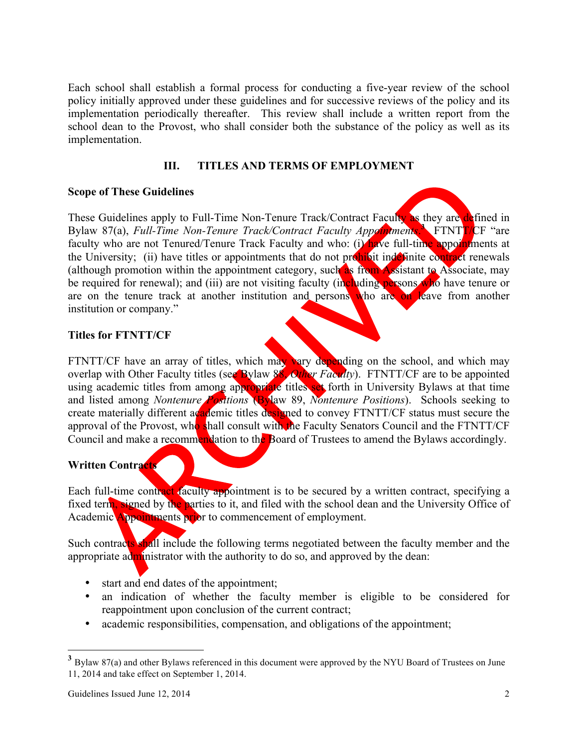Each school shall establish a formal process for conducting a five-year review of the school policy initially approved under these guidelines and for successive reviews of the policy and its implementation periodically thereafter. This review shall include a written report from the school dean to the Provost, who shall consider both the substance of the policy as well as its implementation.

## III. TITLES AND TERMS OF EMPLOYMENT

**Scope of These Guidelines**

These Guidelines apply to Full-Time Non-Tenure Track/Contract Faculty as they are defined in Bylaw 87(a), *Full-Time Non-Tenure Track/Contract Faculty Appointments*.[3] FTNTT/CF "are faculty who are not Tenured/Tenure Track Faculty and who: (i) have full-time appointments at the University; (ii) have titles or appointments that do not prohibit indefinite contract renewals (although promotion within the appointment category, such as from Assistant to Associate, may be required for renewal); and (iii) are not visiting faculty (including persons who have tenure or are on the tenure track at another institution and persons who are on leave from another institution or company."

**Titles for FTNTT/CF**

FTNTT/CF have an array of titles, which may vary depending on the school, and which may overlap with Other Faculty titles (see Bylaw 88, *Other Faculty*). FTNTT/CF are to be appointed using academic titles from among appropriate titles set forth in University Bylaws at that time and listed among *Nontenure Positions* (Bylaw 89, *Nontenure Positions*). Schools seeking to create materially different academic titles designed to convey FTNTT/CF status must secure the approval of the Provost, who shall consult with the Faculty Senators Council and the FTNTT/CF Council and make a recommendation to the Board of Trustees to amend the Bylaws accordingly.

**Written Contracts**

Each full-time contract faculty appointment is to be secured by a written contract, specifying a fixed term, signed by the parties to it, and filed with the school dean and the University Office of Academic Appointments prior to commencement of employment.

Such contracts shall include the following terms negotiated between the faculty member and the appropriate administrator with the authority to do so, and approved by the dean:

- start and end dates of the appointment;
- an indication of whether the faculty member is eligible to be considered for reappointment upon conclusion of the current contract;
- academic responsibilities, compensation, and obligations of the appointment;

[3] Bylaw 87(a) and other Bylaws referenced in this document were approved by the NYU Board of Trustees on June 11, 2014 and take effect on September 1, 2014.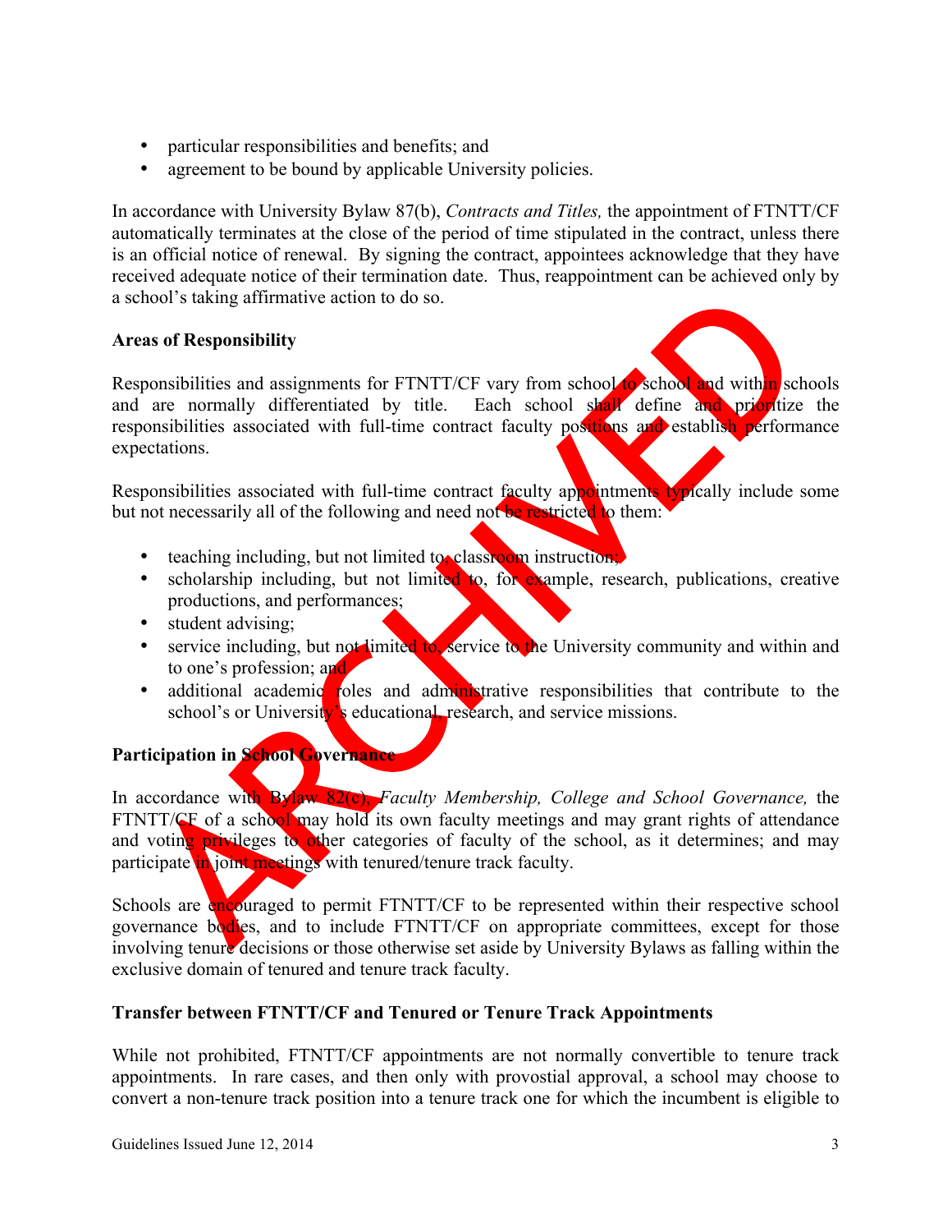- particular responsibilities and benefits; and
- agreement to be bound by applicable University policies.

In accordance with University Bylaw 87(b), *Contracts and Titles,* the appointment of FTNTT/CF automatically terminates at the close of the period of time stipulated in the contract, unless there is an official notice of renewal. By signing the contract, appointees acknowledge that they have received adequate notice of their termination date. Thus, reappointment can be achieved only by a school's taking affirmative action to do so.

**Areas of Responsibility**

Responsibilities and assignments for FTNTT/CF vary from school to school and within schools and are normally differentiated by title. Each school shall define and prioritize the responsibilities associated with full-time contract faculty positions and establish performance expectations.

Responsibilities associated with full-time contract faculty appointments typically include some but not necessarily all of the following and need not be restricted to them:

- teaching including, but not limited to, classroom instruction;
- scholarship including, but not limited to, for example, research, publications, creative productions, and performances;
- student advising;
- service including, but not limited to, service to the University community and within and to one's profession; and
- additional academic roles and administrative responsibilities that contribute to the school's or University's educational, research, and service missions.

**Participation in School Governance**

In accordance with Bylaw 82(c), *Faculty Membership, College and School Governance,* the FTNTT/CF of a school may hold its own faculty meetings and may grant rights of attendance and voting privileges to other categories of faculty of the school, as it determines; and may participate in joint meetings with tenured/tenure track faculty.

Schools are encouraged to permit FTNTT/CF to be represented within their respective school governance bodies, and to include FTNTT/CF on appropriate committees, except for those involving tenure decisions or those otherwise set aside by University Bylaws as falling within the exclusive domain of tenured and tenure track faculty.

**Transfer between FTNTT/CF and Tenured or Tenure Track Appointments**

While not prohibited, FTNTT/CF appointments are not normally convertible to tenure track appointments. In rare cases, and then only with provostial approval, a school may choose to convert a non-tenure track position into a tenure track one for which the incumbent is eligible to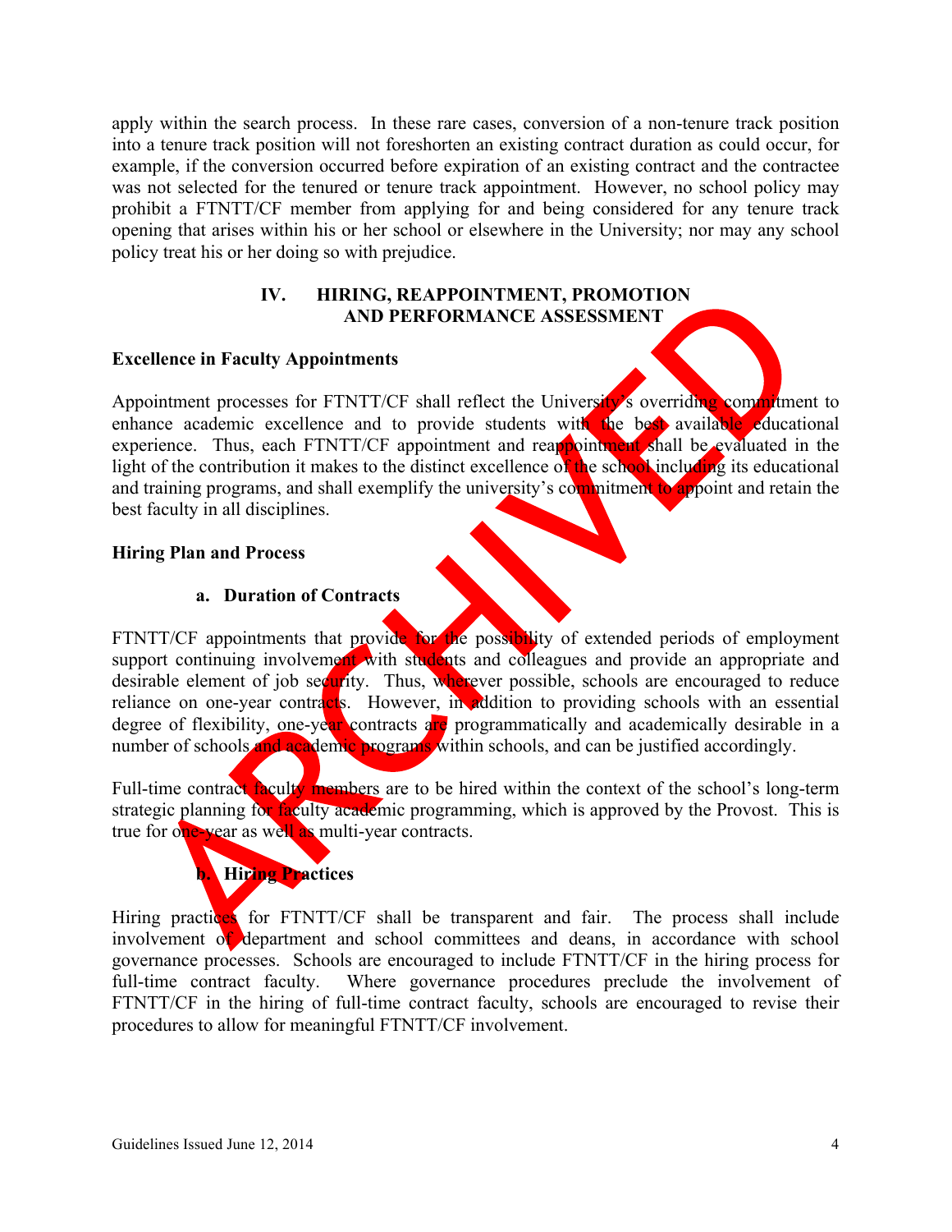apply within the search process. In these rare cases, conversion of a non-tenure track position into a tenure track position will not foreshorten an existing contract duration as could occur, for example, if the conversion occurred before expiration of an existing contract and the contractee was not selected for the tenured or tenure track appointment. However, no school policy may prohibit a FTNTT/CF member from applying for and being considered for any tenure track opening that arises within his or her school or elsewhere in the University; nor may any school policy treat his or her doing so with prejudice.

## IV. HIRING, REAPPOINTMENT, PROMOTION AND PERFORMANCE ASSESSMENT

**Excellence in Faculty Appointments**

Appointment processes for FTNTT/CF shall reflect the University's overriding commitment to enhance academic excellence and to provide students with the best available educational experience. Thus, each FTNTT/CF appointment and reappointment shall be evaluated in the light of the contribution it makes to the distinct excellence of the school including its educational and training programs, and shall exemplify the university's commitment to appoint and retain the best faculty in all disciplines.

**Hiring Plan and Process**

**a. Duration of Contracts**

FTNTT/CF appointments that provide for the possibility of extended periods of employment support continuing involvement with students and colleagues and provide an appropriate and desirable element of job security. Thus, wherever possible, schools are encouraged to reduce reliance on one-year contracts. However, in addition to providing schools with an essential degree of flexibility, one-year contracts are programmatically and academically desirable in a number of schools and academic programs within schools, and can be justified accordingly.

Full-time contract faculty members are to be hired within the context of the school's long-term strategic planning for faculty academic programming, which is approved by the Provost. This is true for one-year as well as multi-year contracts.

**b. Hiring Practices**

Hiring practices for FTNTT/CF shall be transparent and fair. The process shall include involvement of department and school committees and deans, in accordance with school governance processes. Schools are encouraged to include FTNTT/CF in the hiring process for full-time contract faculty. Where governance procedures preclude the involvement of FTNTT/CF in the hiring of full-time contract faculty, schools are encouraged to revise their procedures to allow for meaningful FTNTT/CF involvement.

Guidelines Issued June 12, 2014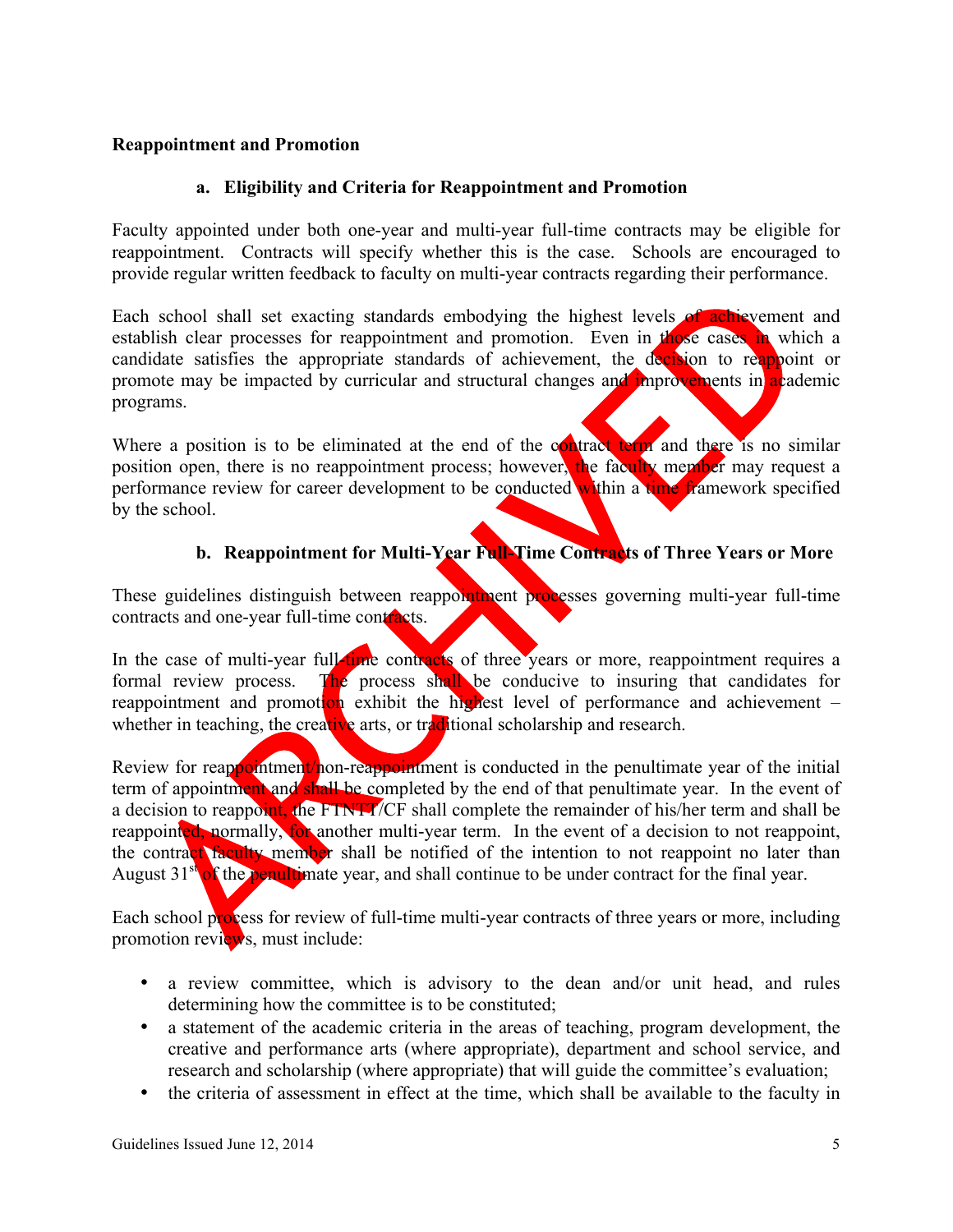**Reappointment and Promotion**

**a. Eligibility and Criteria for Reappointment and Promotion**

Faculty appointed under both one-year and multi-year full-time contracts may be eligible for reappointment. Contracts will specify whether this is the case. Schools are encouraged to provide regular written feedback to faculty on multi-year contracts regarding their performance.

Each school shall set exacting standards embodying the highest levels of achievement and establish clear processes for reappointment and promotion. Even in those cases in which a candidate satisfies the appropriate standards of achievement, the decision to reappoint or promote may be impacted by curricular and structural changes and improvements in academic programs.

Where a position is to be eliminated at the end of the contract term and there is no similar position open, there is no reappointment process; however, the faculty member may request a performance review for career development to be conducted within a time framework specified by the school.

**b. Reappointment for Multi-Year Full-Time Contracts of Three Years or More**

These guidelines distinguish between reappointment processes governing multi-year full-time contracts and one-year full-time contracts.

In the case of multi-year full-time contracts of three years or more, reappointment requires a formal review process. The process shall be conducive to insuring that candidates for reappointment and promotion exhibit the highest level of performance and achievement – whether in teaching, the creative arts, or traditional scholarship and research.

Review for reappointment/non-reappointment is conducted in the penultimate year of the initial term of appointment and shall be completed by the end of that penultimate year. In the event of a decision to reappoint, the FTNTT/CF shall complete the remainder of his/her term and shall be reappointed, normally, for another multi-year term. In the event of a decision to not reappoint, the contract faculty member shall be notified of the intention to not reappoint no later than August 31st of the penultimate year, and shall continue to be under contract for the final year.

Each school process for review of full-time multi-year contracts of three years or more, including promotion reviews, must include:

- a review committee, which is advisory to the dean and/or unit head, and rules determining how the committee is to be constituted;
- a statement of the academic criteria in the areas of teaching, program development, the creative and performance arts (where appropriate), department and school service, and research and scholarship (where appropriate) that will guide the committee's evaluation;
- the criteria of assessment in effect at the time, which shall be available to the faculty in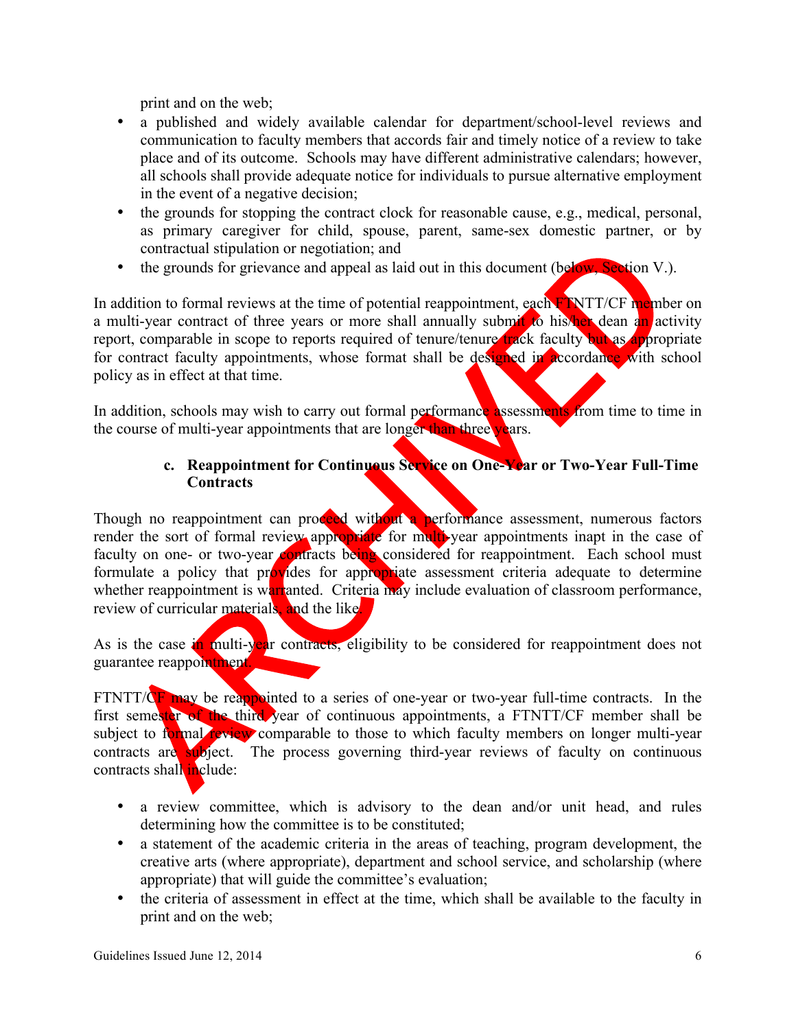print and on the web;

- a published and widely available calendar for department/school-level reviews and communication to faculty members that accords fair and timely notice of a review to take place and of its outcome. Schools may have different administrative calendars; however, all schools shall provide adequate notice for individuals to pursue alternative employment in the event of a negative decision;
- the grounds for stopping the contract clock for reasonable cause, e.g., medical, personal, as primary caregiver for child, spouse, parent, same-sex domestic partner, or by contractual stipulation or negotiation; and
- the grounds for grievance and appeal as laid out in this document (below, Section V.).

In addition to formal reviews at the time of potential reappointment, each FTNTT/CF member on a multi-year contract of three years or more shall annually submit to his/her dean an activity report, comparable in scope to reports required of tenure/tenure track faculty but as appropriate for contract faculty appointments, whose format shall be designed in accordance with school policy as in effect at that time.

In addition, schools may wish to carry out formal performance assessments from time to time in the course of multi-year appointments that are longer than three years.

### c. Reappointment for Continuous Service on One-Year or Two-Year Full-Time Contracts

Though no reappointment can proceed without a performance assessment, numerous factors render the sort of formal review appropriate for multi-year appointments inapt in the case of faculty on one- or two-year contracts being considered for reappointment. Each school must formulate a policy that provides for appropriate assessment criteria adequate to determine whether reappointment is warranted. Criteria may include evaluation of classroom performance, review of curricular materials, and the like.

As is the case in multi-year contracts, eligibility to be considered for reappointment does not guarantee reappointment.

FTNTT/CF may be reappointed to a series of one-year or two-year full-time contracts. In the first semester of the third year of continuous appointments, a FTNTT/CF member shall be subject to formal review comparable to those to which faculty members on longer multi-year contracts are subject. The process governing third-year reviews of faculty on continuous contracts shall include:

- a review committee, which is advisory to the dean and/or unit head, and rules determining how the committee is to be constituted;
- a statement of the academic criteria in the areas of teaching, program development, the creative arts (where appropriate), department and school service, and scholarship (where appropriate) that will guide the committee's evaluation;
- the criteria of assessment in effect at the time, which shall be available to the faculty in print and on the web;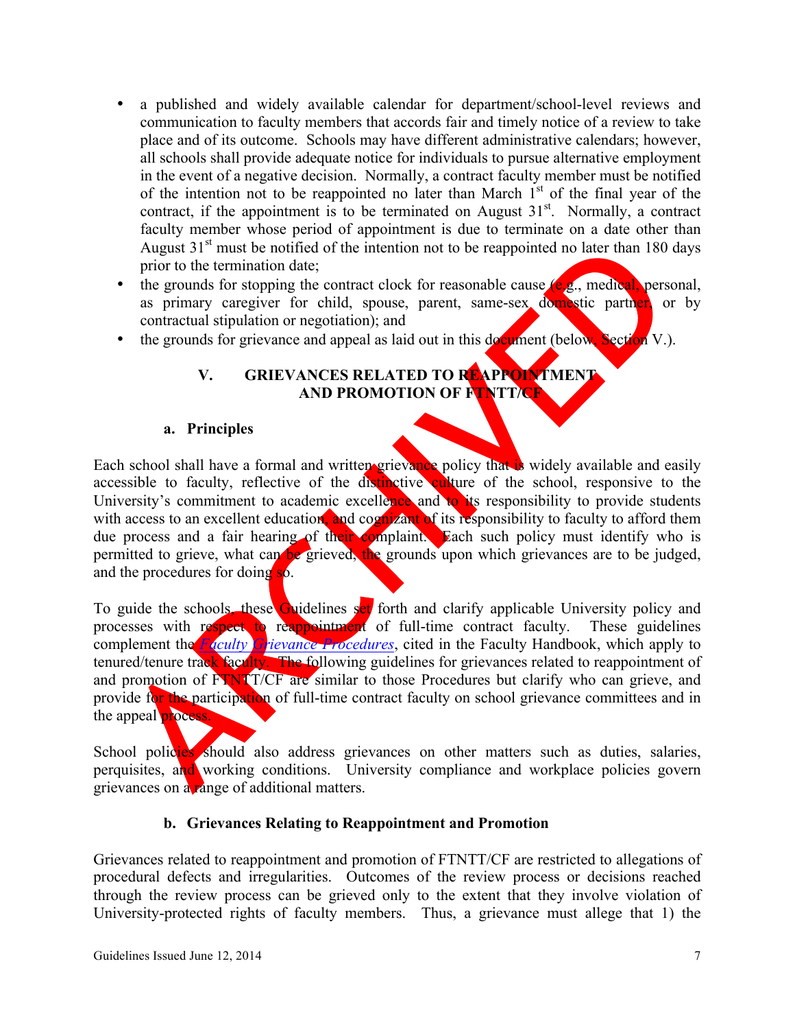- a published and widely available calendar for department/school-level reviews and communication to faculty members that accords fair and timely notice of a review to take place and of its outcome. Schools may have different administrative calendars; however, all schools shall provide adequate notice for individuals to pursue alternative employment in the event of a negative decision. Normally, a contract faculty member must be notified of the intention not to be reappointed no later than March 1st of the final year of the contract, if the appointment is to be terminated on August 31st. Normally, a contract faculty member whose period of appointment is due to terminate on a date other than August 31st must be notified of the intention not to be reappointed no later than 180 days prior to the termination date;
- the grounds for stopping the contract clock for reasonable cause (e.g., medical, personal, as primary caregiver for child, spouse, parent, same-sex domestic partner, or by contractual stipulation or negotiation); and
- the grounds for grievance and appeal as laid out in this document (below, Section V.).

## V. GRIEVANCES RELATED TO REAPPOINTMENT AND PROMOTION OF FTNTT/CF

### a. Principles

Each school shall have a formal and written grievance policy that is widely available and easily accessible to faculty, reflective of the distinctive culture of the school, responsive to the University's commitment to academic excellence and to its responsibility to provide students with access to an excellent education, and cognizant of its responsibility to faculty to afford them due process and a fair hearing of their complaint. Each such policy must identify who is permitted to grieve, what can be grieved, the grounds upon which grievances are to be judged, and the procedures for doing so.

To guide the schools, these Guidelines set forth and clarify applicable University policy and processes with respect to reappointment of full-time contract faculty. These guidelines complement the *Faculty Grievance Procedures*, cited in the Faculty Handbook, which apply to tenured/tenure track faculty. The following guidelines for grievances related to reappointment of and promotion of FTNTT/CF are similar to those Procedures but clarify who can grieve, and provide for the participation of full-time contract faculty on school grievance committees and in the appeal process.

School policies should also address grievances on other matters such as duties, salaries, perquisites, and working conditions. University compliance and workplace policies govern grievances on a range of additional matters.

### b. Grievances Relating to Reappointment and Promotion

Grievances related to reappointment and promotion of FTNTT/CF are restricted to allegations of procedural defects and irregularities. Outcomes of the review process or decisions reached through the review process can be grieved only to the extent that they involve violation of University-protected rights of faculty members. Thus, a grievance must allege that 1) the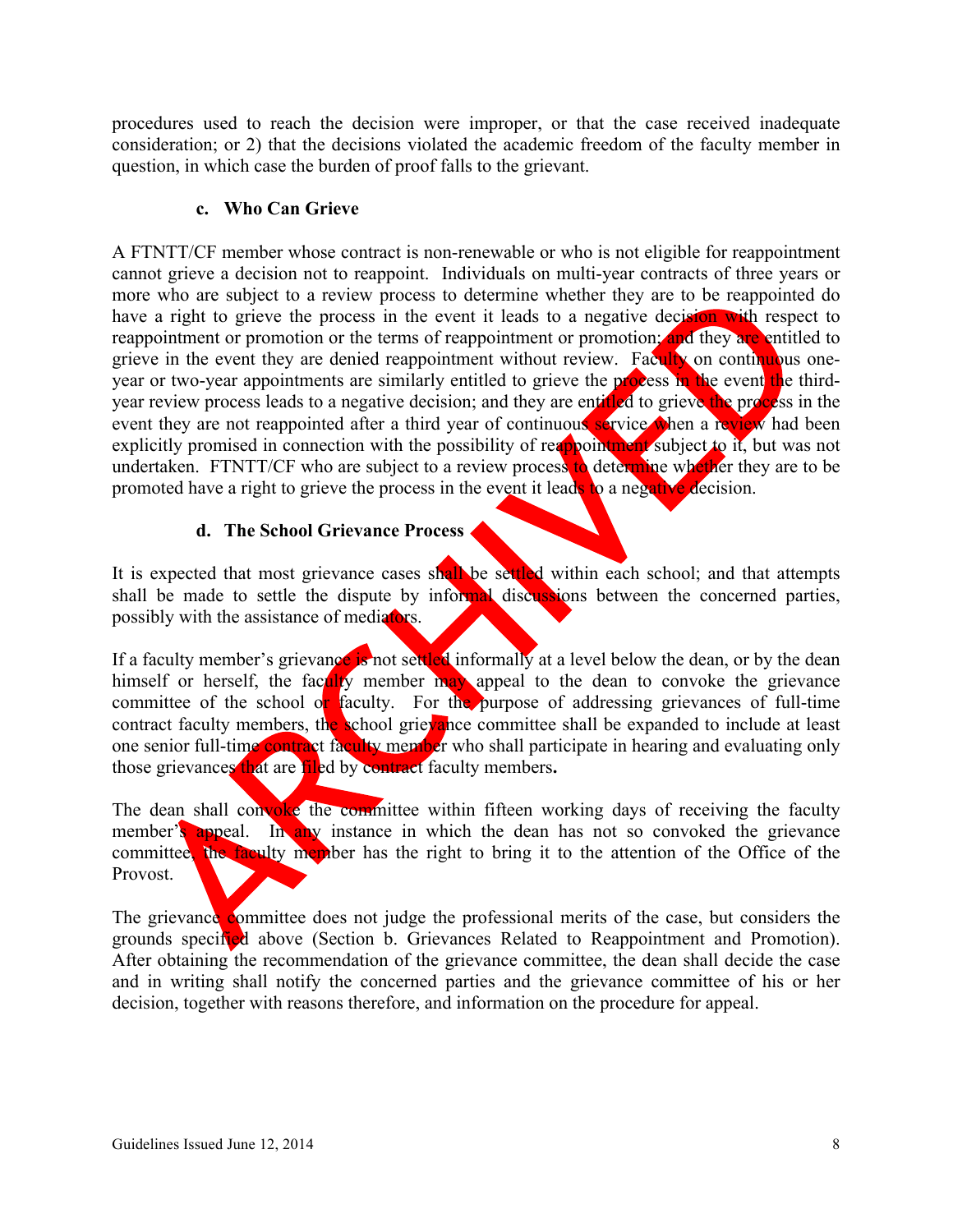procedures used to reach the decision were improper, or that the case received inadequate consideration; or 2) that the decisions violated the academic freedom of the faculty member in question, in which case the burden of proof falls to the grievant.

### c. Who Can Grieve

A FTNTT/CF member whose contract is non-renewable or who is not eligible for reappointment cannot grieve a decision not to reappoint. Individuals on multi-year contracts of three years or more who are subject to a review process to determine whether they are to be reappointed do have a right to grieve the process in the event it leads to a negative decision with respect to reappointment or promotion or the terms of reappointment or promotion; and they are entitled to grieve in the event they are denied reappointment without review. Faculty on continuous one-year or two-year appointments are similarly entitled to grieve the process in the event the third-year review process leads to a negative decision; and they are entitled to grieve the process in the event they are not reappointed after a third year of continuous service when a review had been explicitly promised in connection with the possibility of reappointment subject to it, but was not undertaken. FTNTT/CF who are subject to a review process to determine whether they are to be promoted have a right to grieve the process in the event it leads to a negative decision.

### d. The School Grievance Process

It is expected that most grievance cases shall be settled within each school; and that attempts shall be made to settle the dispute by informal discussions between the concerned parties, possibly with the assistance of mediators.

If a faculty member's grievance is not settled informally at a level below the dean, or by the dean himself or herself, the faculty member may appeal to the dean to convoke the grievance committee of the school or faculty. For the purpose of addressing grievances of full-time contract faculty members, the school grievance committee shall be expanded to include at least one senior full-time contract faculty member who shall participate in hearing and evaluating only those grievances that are filed by contract faculty members**.**

The dean shall convoke the committee within fifteen working days of receiving the faculty member's appeal. In any instance in which the dean has not so convoked the grievance committee, the faculty member has the right to bring it to the attention of the Office of the Provost.

The grievance committee does not judge the professional merits of the case, but considers the grounds specified above (Section b. Grievances Related to Reappointment and Promotion). After obtaining the recommendation of the grievance committee, the dean shall decide the case and in writing shall notify the concerned parties and the grievance committee of his or her decision, together with reasons therefore, and information on the procedure for appeal.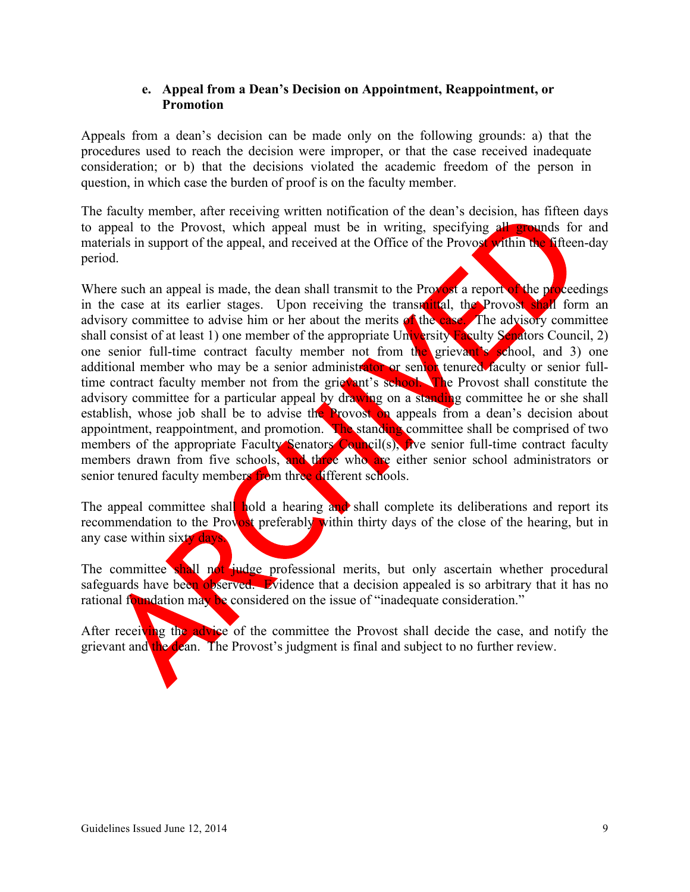### e. Appeal from a Dean's Decision on Appointment, Reappointment, or Promotion

Appeals from a dean's decision can be made only on the following grounds: a) that the procedures used to reach the decision were improper, or that the case received inadequate consideration; or b) that the decisions violated the academic freedom of the person in question, in which case the burden of proof is on the faculty member.

The faculty member, after receiving written notification of the dean's decision, has fifteen days to appeal to the Provost, which appeal must be in writing, specifying all grounds for and materials in support of the appeal, and received at the Office of the Provost within the fifteen-day period.

Where such an appeal is made, the dean shall transmit to the Provost a report of the proceedings in the case at its earlier stages. Upon receiving the transmittal, the Provost shall form an advisory committee to advise him or her about the merits of the case. The advisory committee shall consist of at least 1) one member of the appropriate University Faculty Senators Council, 2) one senior full-time contract faculty member not from the grievant's school, and 3) one additional member who may be a senior administrator or senior tenured faculty or senior full-time contract faculty member not from the grievant's school. The Provost shall constitute the advisory committee for a particular appeal by drawing on a standing committee he or she shall establish, whose job shall be to advise the Provost on appeals from a dean's decision about appointment, reappointment, and promotion. The standing committee shall be comprised of two members of the appropriate Faculty Senators Council(s), five senior full-time contract faculty members drawn from five schools, and three who are either senior school administrators or senior tenured faculty members from three different schools.

The appeal committee shall hold a hearing and shall complete its deliberations and report its recommendation to the Provost preferably within thirty days of the close of the hearing, but in any case within sixty days.

The committee shall not judge professional merits, but only ascertain whether procedural safeguards have been observed. Evidence that a decision appealed is so arbitrary that it has no rational foundation may be considered on the issue of "inadequate consideration."

After receiving the advice of the committee the Provost shall decide the case, and notify the grievant and the dean. The Provost's judgment is final and subject to no further review.

Guidelines Issued June 12, 2014